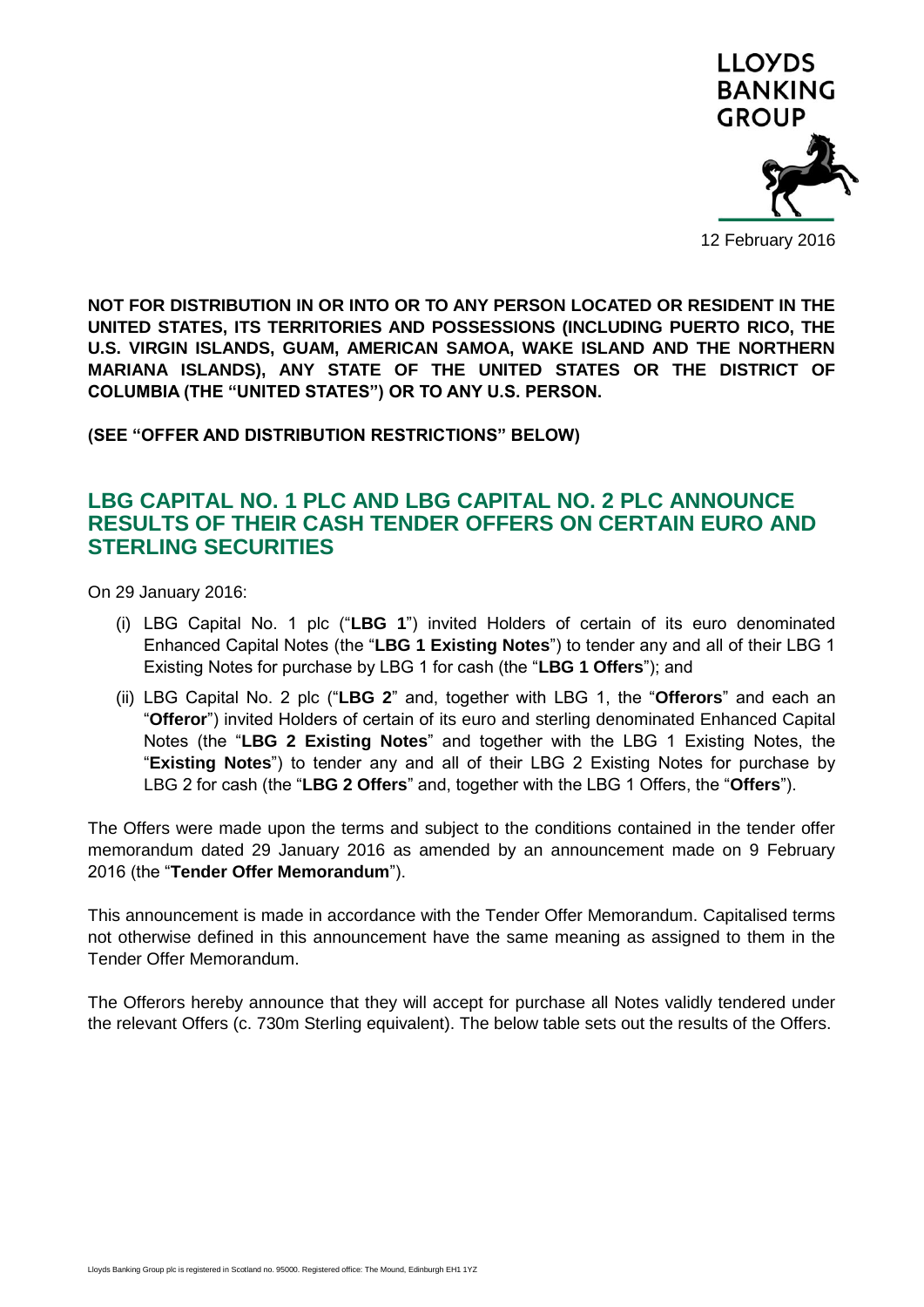LLOYDS BANKING GROUP

12 February 2016

**NOT FOR DISTRIBUTION IN OR INTO OR TO ANY PERSON LOCATED OR RESIDENT IN THE UNITED STATES, ITS TERRITORIES AND POSSESSIONS (INCLUDING PUERTO RICO, THE U.S. VIRGIN ISLANDS, GUAM, AMERICAN SAMOA, WAKE ISLAND AND THE NORTHERN MARIANA ISLANDS), ANY STATE OF THE UNITED STATES OR THE DISTRICT OF COLUMBIA (THE "UNITED STATES") OR TO ANY U.S. PERSON.**

**(SEE "OFFER AND DISTRIBUTION RESTRICTIONS" BELOW)**

## LBG CAPITAL NO. 1 PLC AND LBG CAPITAL NO. 2 PLC ANNOUNCE RESULTS OF THEIR CASH TENDER OFFERS ON CERTAIN EURO AND STERLING SECURITIES

On 29 January 2016:

(i) LBG Capital No. 1 plc ("**LBG 1**") invited Holders of certain of its euro denominated Enhanced Capital Notes (the "**LBG 1 Existing Notes**") to tender any and all of their LBG 1 Existing Notes for purchase by LBG 1 for cash (the "**LBG 1 Offers**"); and

(ii) LBG Capital No. 2 plc ("**LBG 2**" and, together with LBG 1, the "**Offerors**" and each an "**Offeror**") invited Holders of certain of its euro and sterling denominated Enhanced Capital Notes (the "**LBG 2 Existing Notes**" and together with the LBG 1 Existing Notes, the "**Existing Notes**") to tender any and all of their LBG 2 Existing Notes for purchase by LBG 2 for cash (the "**LBG 2 Offers**" and, together with the LBG 1 Offers, the "**Offers**").

The Offers were made upon the terms and subject to the conditions contained in the tender offer memorandum dated 29 January 2016 as amended by an announcement made on 9 February 2016 (the "**Tender Offer Memorandum**").

This announcement is made in accordance with the Tender Offer Memorandum. Capitalised terms not otherwise defined in this announcement have the same meaning as assigned to them in the Tender Offer Memorandum.

The Offerors hereby announce that they will accept for purchase all Notes validly tendered under the relevant Offers (c. 730m Sterling equivalent). The below table sets out the results of the Offers.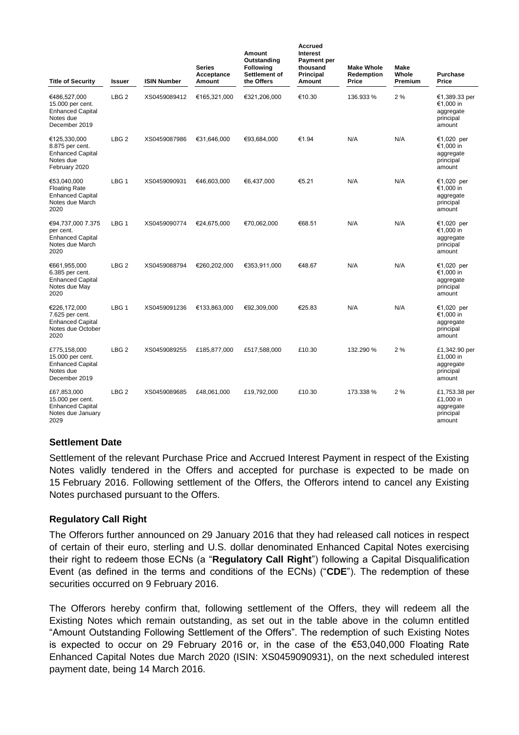| Title of Security | Issuer | ISIN Number | Series Acceptance Amount | Amount Outstanding Following Settlement of the Offers | Accrued Interest Payment per thousand Principal Amount | Make Whole Redemption Price | Make Whole Premium | Purchase Price |
|---|---|---|---|---|---|---|---|---|
| €486,527,000 15.000 per cent. Enhanced Capital Notes due December 2019 | LBG 2 | XS0459089412 | €165,321,000 | €321,206,000 | €10.30 | 136.933 % | 2 % | €1,389.33 per €1,000 in aggregate principal amount |
| €125,330,000 8.875 per cent. Enhanced Capital Notes due February 2020 | LBG 2 | XS0459087986 | €31,646,000 | €93,684,000 | €1.94 | N/A | N/A | €1,020 per €1,000 in aggregate principal amount |
| €53,040,000 Floating Rate Enhanced Capital Notes due March 2020 | LBG 1 | XS0459090931 | €46,603,000 | €6,437,000 | €5.21 | N/A | N/A | €1,020 per €1,000 in aggregate principal amount |
| €94,737,000 7.375 per cent. Enhanced Capital Notes due March 2020 | LBG 1 | XS0459090774 | €24,675,000 | €70,062,000 | €68.51 | N/A | N/A | €1,020 per €1,000 in aggregate principal amount |
| €661,955,000 6.385 per cent. Enhanced Capital Notes due May 2020 | LBG 2 | XS0459088794 | €260,202,000 | €353,911,000 | €48.67 | N/A | N/A | €1,020 per €1,000 in aggregate principal amount |
| €226,172,000 7.625 per cent. Enhanced Capital Notes due October 2020 | LBG 1 | XS0459091236 | €133,863,000 | €92,309,000 | €25.83 | N/A | N/A | €1,020 per €1,000 in aggregate principal amount |
| £775,158,000 15.000 per cent. Enhanced Capital Notes due December 2019 | LBG 2 | XS0459089255 | £185,877,000 | £517,588,000 | £10.30 | 132.290 % | 2 % | £1,342.90 per £1,000 in aggregate principal amount |
| £67,853,000 15.000 per cent. Enhanced Capital Notes due January 2029 | LBG 2 | XS0459089685 | £48,061,000 | £19,792,000 | £10.30 | 173.338 % | 2 % | £1,753.38 per £1,000 in aggregate principal amount |

## Settlement Date

Settlement of the relevant Purchase Price and Accrued Interest Payment in respect of the Existing Notes validly tendered in the Offers and accepted for purchase is expected to be made on 15 February 2016. Following settlement of the Offers, the Offerors intend to cancel any Existing Notes purchased pursuant to the Offers.

## Regulatory Call Right

The Offerors further announced on 29 January 2016 that they had released call notices in respect of certain of their euro, sterling and U.S. dollar denominated Enhanced Capital Notes exercising their right to redeem those ECNs (a "**Regulatory Call Right**") following a Capital Disqualification Event (as defined in the terms and conditions of the ECNs) ("**CDE**"). The redemption of these securities occurred on 9 February 2016.

The Offerors hereby confirm that, following settlement of the Offers, they will redeem all the Existing Notes which remain outstanding, as set out in the table above in the column entitled "Amount Outstanding Following Settlement of the Offers". The redemption of such Existing Notes is expected to occur on 29 February 2016 or, in the case of the €53,040,000 Floating Rate Enhanced Capital Notes due March 2020 (ISIN: XS0459090931), on the next scheduled interest payment date, being 14 March 2016.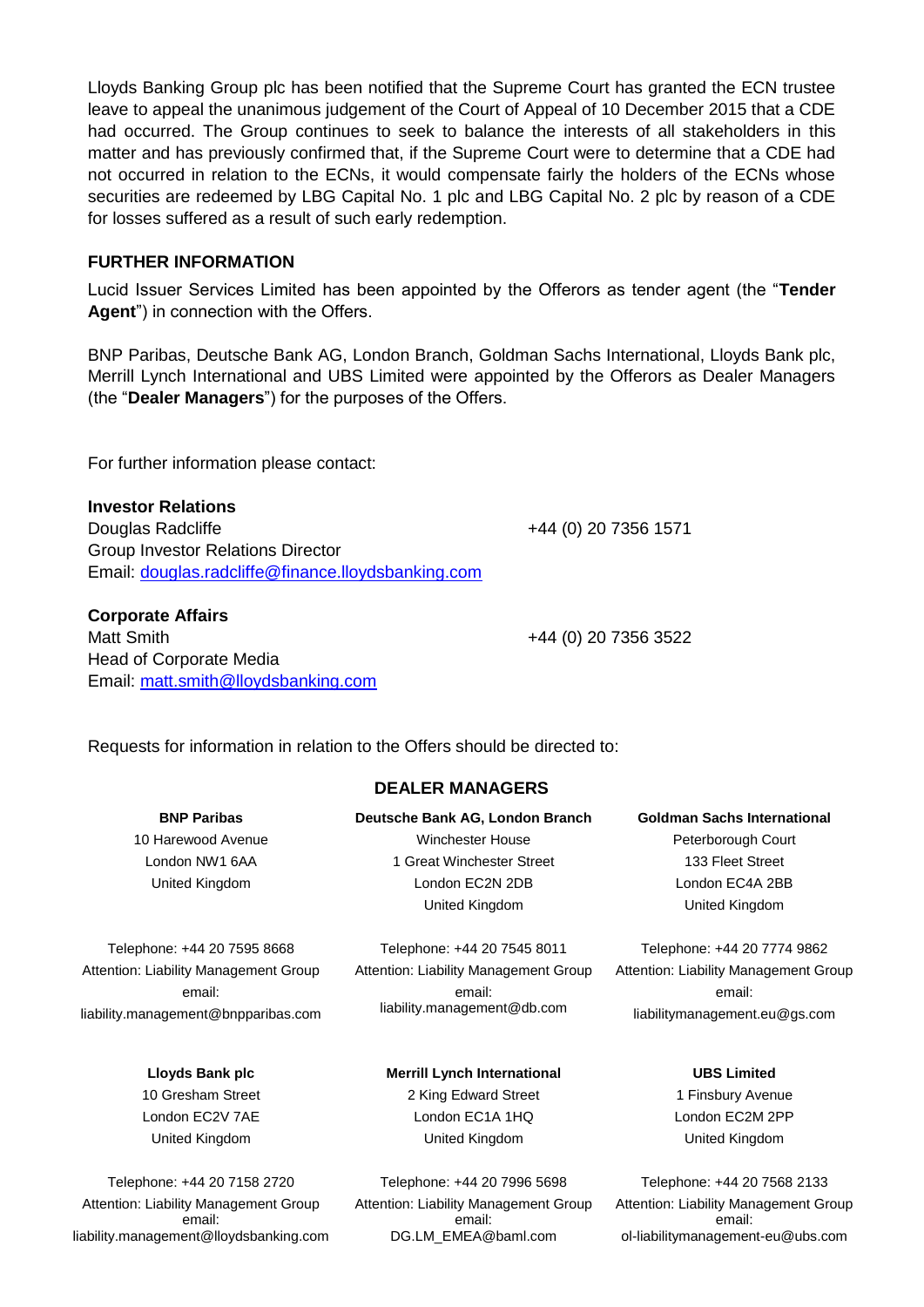Lloyds Banking Group plc has been notified that the Supreme Court has granted the ECN trustee leave to appeal the unanimous judgement of the Court of Appeal of 10 December 2015 that a CDE had occurred. The Group continues to seek to balance the interests of all stakeholders in this matter and has previously confirmed that, if the Supreme Court were to determine that a CDE had not occurred in relation to the ECNs, it would compensate fairly the holders of the ECNs whose securities are redeemed by LBG Capital No. 1 plc and LBG Capital No. 2 plc by reason of a CDE for losses suffered as a result of such early redemption.

**FURTHER INFORMATION**

Lucid Issuer Services Limited has been appointed by the Offerors as tender agent (the "**Tender Agent**") in connection with the Offers.

BNP Paribas, Deutsche Bank AG, London Branch, Goldman Sachs International, Lloyds Bank plc, Merrill Lynch International and UBS Limited were appointed by the Offerors as Dealer Managers (the "**Dealer Managers**") for the purposes of the Offers.

For further information please contact:

**Investor Relations**
Douglas Radcliffe — +44 (0) 20 7356 1571
Group Investor Relations Director
Email: douglas.radcliffe@finance.lloydsbanking.com

**Corporate Affairs**
Matt Smith — +44 (0) 20 7356 3522
Head of Corporate Media
Email: matt.smith@lloydsbanking.com

Requests for information in relation to the Offers should be directed to:

**DEALER MANAGERS**

**BNP Paribas**
10 Harewood Avenue
London NW1 6AA
United Kingdom

Telephone: +44 20 7595 8668
Attention: Liability Management Group
email: liability.management@bnpparibas.com

**Deutsche Bank AG, London Branch**
Winchester House
1 Great Winchester Street
London EC2N 2DB
United Kingdom

Telephone: +44 20 7545 8011
Attention: Liability Management Group
email: liability.management@db.com

**Goldman Sachs International**
Peterborough Court
133 Fleet Street
London EC4A 2BB
United Kingdom

Telephone: +44 20 7774 9862
Attention: Liability Management Group
email: liabilitymanagement.eu@gs.com

**Lloyds Bank plc**
10 Gresham Street
London EC2V 7AE
United Kingdom

Telephone: +44 20 7158 2720
Attention: Liability Management Group
email: liability.management@lloydsbanking.com

**Merrill Lynch International**
2 King Edward Street
London EC1A 1HQ
United Kingdom

Telephone: +44 20 7996 5698
Attention: Liability Management Group
email: DG.LM_EMEA@baml.com

**UBS Limited**
1 Finsbury Avenue
London EC2M 2PP
United Kingdom

Telephone: +44 20 7568 2133
Attention: Liability Management Group
email: ol-liabilitymanagement-eu@ubs.com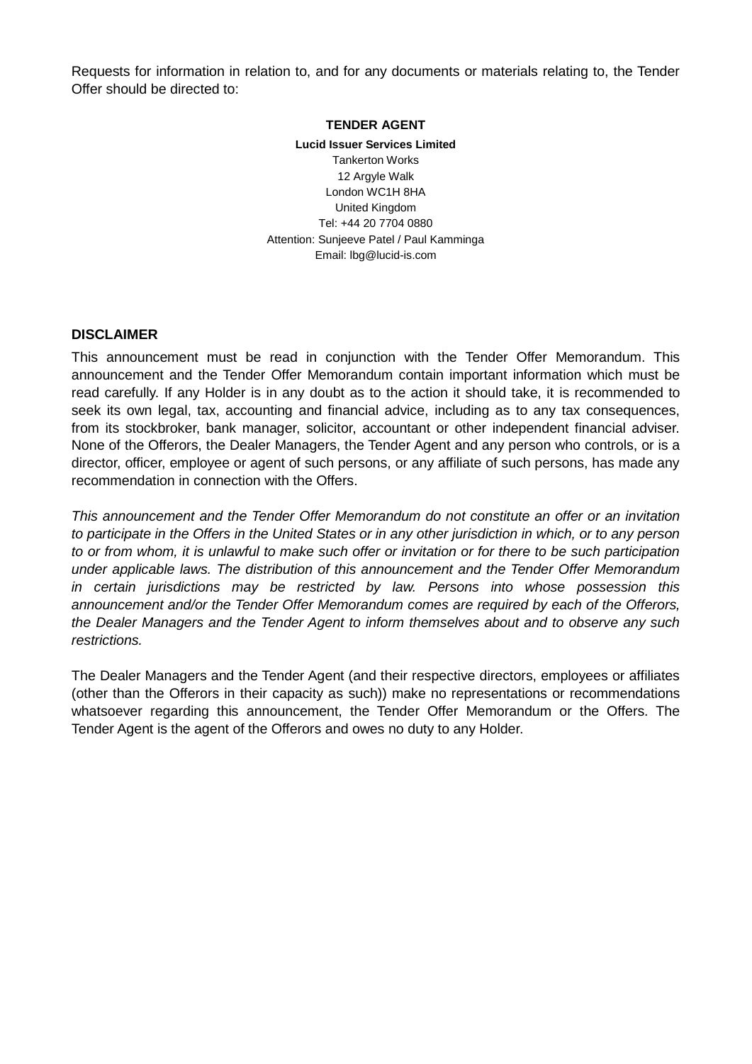Requests for information in relation to, and for any documents or materials relating to, the Tender Offer should be directed to:

**TENDER AGENT**

**Lucid Issuer Services Limited**
Tankerton Works
12 Argyle Walk
London WC1H 8HA
United Kingdom
Tel: +44 20 7704 0880
Attention: Sunjeeve Patel / Paul Kamminga
Email: lbg@lucid-is.com

## DISCLAIMER

This announcement must be read in conjunction with the Tender Offer Memorandum. This announcement and the Tender Offer Memorandum contain important information which must be read carefully. If any Holder is in any doubt as to the action it should take, it is recommended to seek its own legal, tax, accounting and financial advice, including as to any tax consequences, from its stockbroker, bank manager, solicitor, accountant or other independent financial adviser. None of the Offerors, the Dealer Managers, the Tender Agent and any person who controls, or is a director, officer, employee or agent of such persons, or any affiliate of such persons, has made any recommendation in connection with the Offers.

*This announcement and the Tender Offer Memorandum do not constitute an offer or an invitation to participate in the Offers in the United States or in any other jurisdiction in which, or to any person to or from whom, it is unlawful to make such offer or invitation or for there to be such participation under applicable laws. The distribution of this announcement and the Tender Offer Memorandum in certain jurisdictions may be restricted by law. Persons into whose possession this announcement and/or the Tender Offer Memorandum comes are required by each of the Offerors, the Dealer Managers and the Tender Agent to inform themselves about and to observe any such restrictions.*

The Dealer Managers and the Tender Agent (and their respective directors, employees or affiliates (other than the Offerors in their capacity as such)) make no representations or recommendations whatsoever regarding this announcement, the Tender Offer Memorandum or the Offers. The Tender Agent is the agent of the Offerors and owes no duty to any Holder.